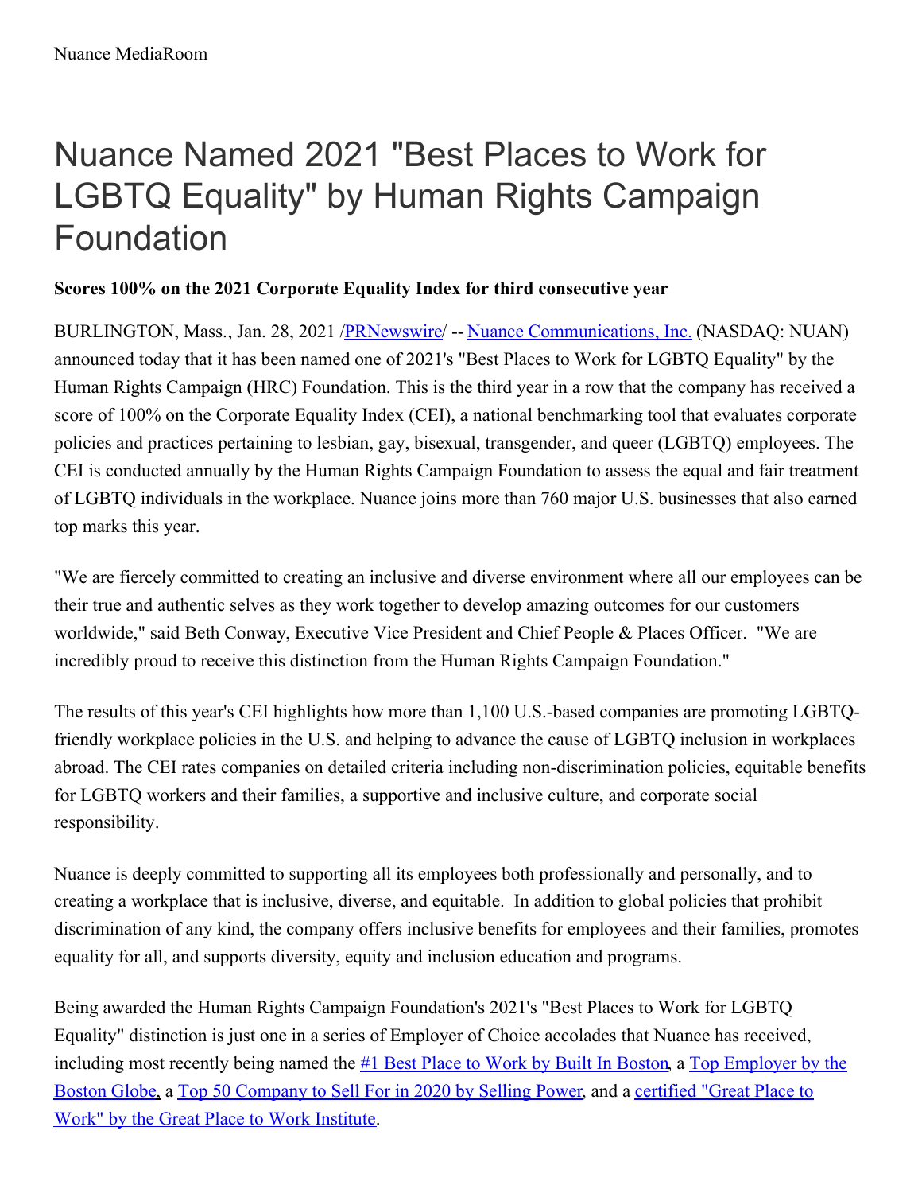Nuance MediaRoom

# Nuance Named 2021 "Best Places to Work for LGBTQ Equality" by Human Rights Campaign Foundation

**Scores 100% on the 2021 Corporate Equality Index for third consecutive year**

BURLINGTON, Mass., Jan. 28, 2021 /PRNewswire/ -- Nuance Communications, Inc. (NASDAQ: NUAN) announced today that it has been named one of 2021's "Best Places to Work for LGBTQ Equality" by the Human Rights Campaign (HRC) Foundation. This is the third year in a row that the company has received a score of 100% on the Corporate Equality Index (CEI), a national benchmarking tool that evaluates corporate policies and practices pertaining to lesbian, gay, bisexual, transgender, and queer (LGBTQ) employees. The CEI is conducted annually by the Human Rights Campaign Foundation to assess the equal and fair treatment of LGBTQ individuals in the workplace. Nuance joins more than 760 major U.S. businesses that also earned top marks this year.

"We are fiercely committed to creating an inclusive and diverse environment where all our employees can be their true and authentic selves as they work together to develop amazing outcomes for our customers worldwide," said Beth Conway, Executive Vice President and Chief People & Places Officer. "We are incredibly proud to receive this distinction from the Human Rights Campaign Foundation."

The results of this year's CEI highlights how more than 1,100 U.S.-based companies are promoting LGBTQ-friendly workplace policies in the U.S. and helping to advance the cause of LGBTQ inclusion in workplaces abroad. The CEI rates companies on detailed criteria including non-discrimination policies, equitable benefits for LGBTQ workers and their families, a supportive and inclusive culture, and corporate social responsibility.

Nuance is deeply committed to supporting all its employees both professionally and personally, and to creating a workplace that is inclusive, diverse, and equitable. In addition to global policies that prohibit discrimination of any kind, the company offers inclusive benefits for employees and their families, promotes equality for all, and supports diversity, equity and inclusion education and programs.

Being awarded the Human Rights Campaign Foundation's 2021's "Best Places to Work for LGBTQ Equality" distinction is just one in a series of Employer of Choice accolades that Nuance has received, including most recently being named the #1 Best Place to Work by Built In Boston, a Top Employer by the Boston Globe, a Top 50 Company to Sell For in 2020 by Selling Power, and a certified "Great Place to Work" by the Great Place to Work Institute.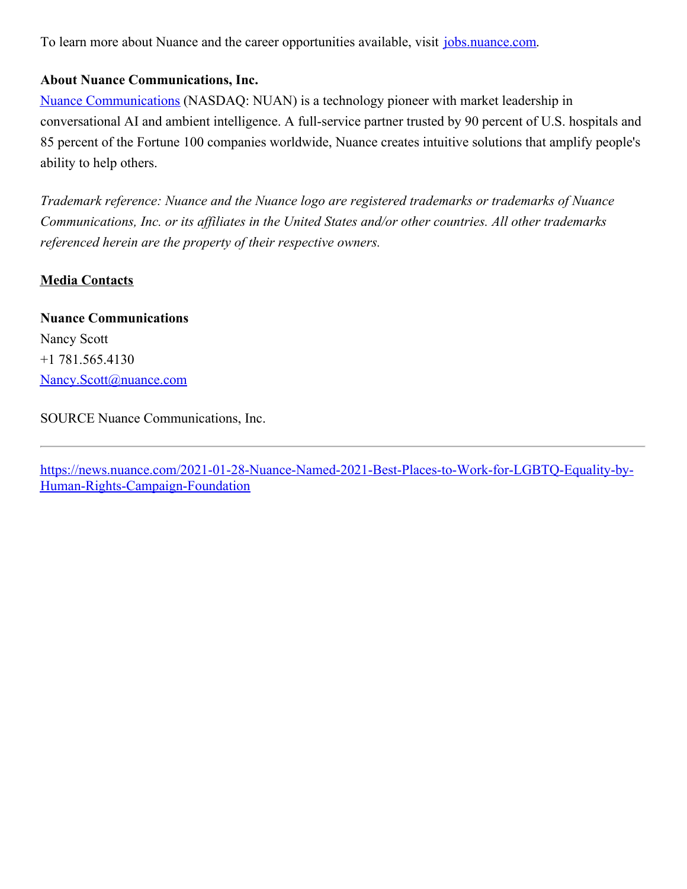To learn more about Nuance and the career opportunities available, visit [jobs.nuance.com](jobs.nuance.com).

**About Nuance Communications, Inc.**

[Nuance Communications](Nuance Communications) (NASDAQ: NUAN) is a technology pioneer with market leadership in conversational AI and ambient intelligence. A full-service partner trusted by 90 percent of U.S. hospitals and 85 percent of the Fortune 100 companies worldwide, Nuance creates intuitive solutions that amplify people's ability to help others.

*Trademark reference: Nuance and the Nuance logo are registered trademarks or trademarks of Nuance Communications, Inc. or its affiliates in the United States and/or other countries. All other trademarks referenced herein are the property of their respective owners.*

**Media Contacts**

**Nuance Communications**
Nancy Scott
+1 781.565.4130
Nancy.Scott@nuance.com

SOURCE Nuance Communications, Inc.

---

https://news.nuance.com/2021-01-28-Nuance-Named-2021-Best-Places-to-Work-for-LGBTQ-Equality-by-Human-Rights-Campaign-Foundation